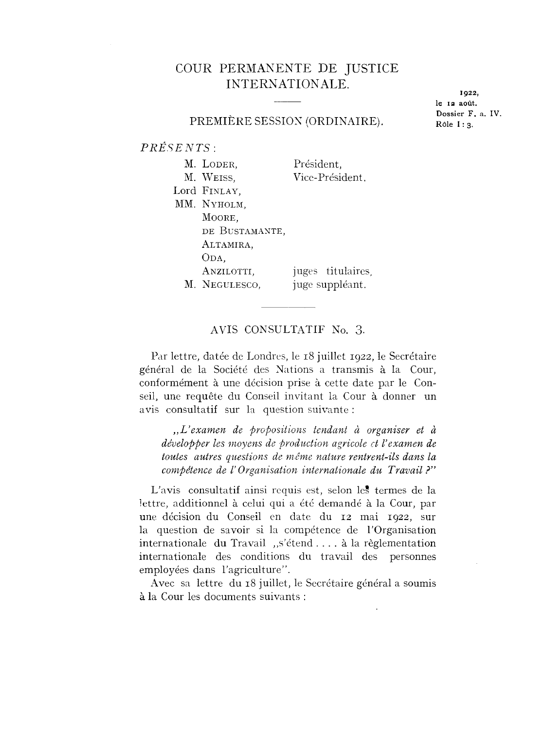# COUR PERMANENTE DE JUSTICE INTERNATIONALE.

1922,
le 12 août.
Dossier F. a. IV.
Rôle I : 3.

## PREMIÈRE SESSION (ORDINAIRE).

*PRÉSENTS* :

| | |
|---|---|
| M. LODER, | Président, |
| M. WEISS, | Vice-Président, |
| Lord FINLAY, | |
| MM. NYHOLM, | |
| MOORE, | |
| DE BUSTAMANTE, | |
| ALTAMIRA, | |
| ODA, | |
| ANZILOTTI, | juges titulaires, |
| M. NEGULESCO, | juge suppléant. |

## AVIS CONSULTATIF No. 3.

Par lettre, datée de Londres, le 18 juillet 1922, le Secrétaire général de la Société des Nations a transmis à la Cour, conformément à une décision prise à cette date par le Conseil, une requête du Conseil invitant la Cour à donner un avis consultatif sur la question suivante :

> „*L'examen de propositions tendant à organiser et à développer les moyens de production agricole et l'examen de toutes autres questions de même nature rentrent-ils dans la compétence de l'Organisation internationale du Travail ?*"

L'avis consultatif ainsi requis est, selon les termes de la lettre, additionnel à celui qui a été demandé à la Cour, par une décision du Conseil en date du 12 mai 1922, sur la question de savoir si la compétence de l'Organisation internationale du Travail „s'étend .... à la règlementation internationale des conditions du travail des personnes employées dans l'agriculture".

Avec sa lettre du 18 juillet, le Secrétaire général a soumis à la Cour les documents suivants :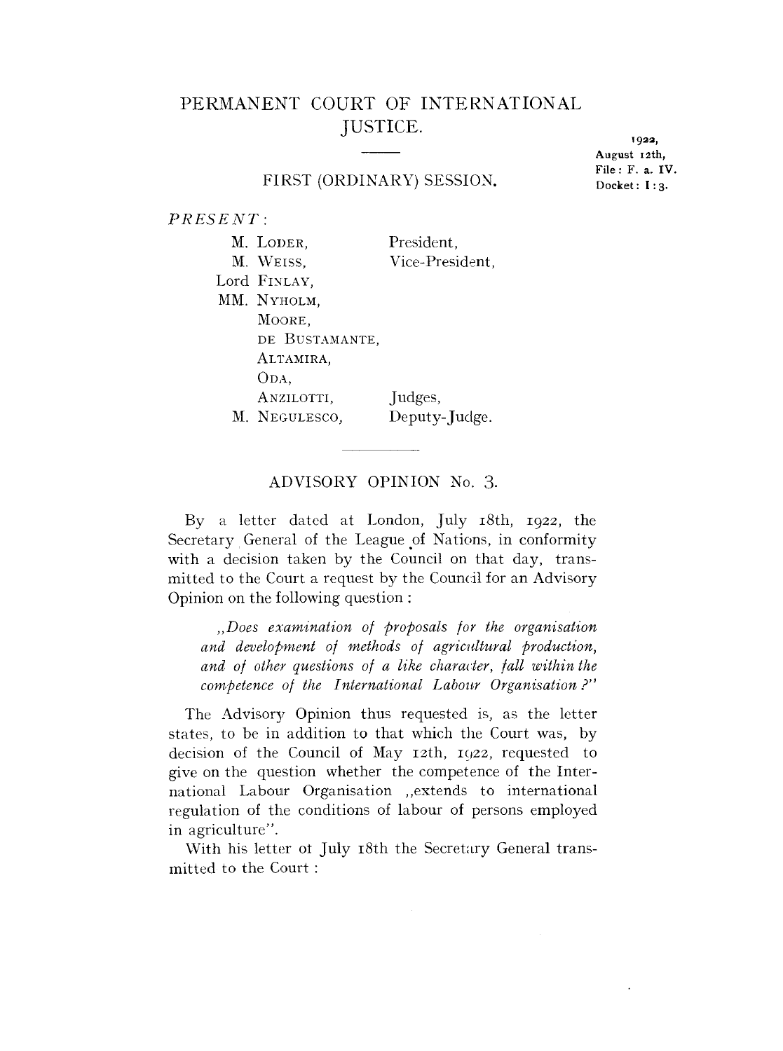# PERMANENT COURT OF INTERNATIONAL JUSTICE.

1922,
August 12th,
File: F. a. IV.
Docket: I: 3.

## FIRST (ORDINARY) SESSION.

*PRESENT*:

| | |
|---|---|
| M. LODER, | President, |
| M. WEISS, | Vice-President, |
| Lord FINLAY, | |
| MM. NYHOLM, | |
| MOORE, | |
| DE BUSTAMANTE, | |
| ALTAMIRA, | |
| ODA, | |
| ANZILOTTI, | Judges, |
| M. NEGULESCO, | Deputy-Judge. |

## ADVISORY OPINION No. 3.

By a letter dated at London, July 18th, 1922, the Secretary General of the League of Nations, in conformity with a decision taken by the Council on that day, transmitted to the Court a request by the Council for an Advisory Opinion on the following question:

„*Does examination of proposals for the organisation and development of methods of agricultural production, and of other questions of a like character, fall within the competence of the International Labour Organisation?*"

The Advisory Opinion thus requested is, as the letter states, to be in addition to that which the Court was, by decision of the Council of May 12th, 1922, requested to give on the question whether the competence of the International Labour Organisation „extends to international regulation of the conditions of labour of persons employed in agriculture".

With his letter of July 18th the Secretary General transmitted to the Court: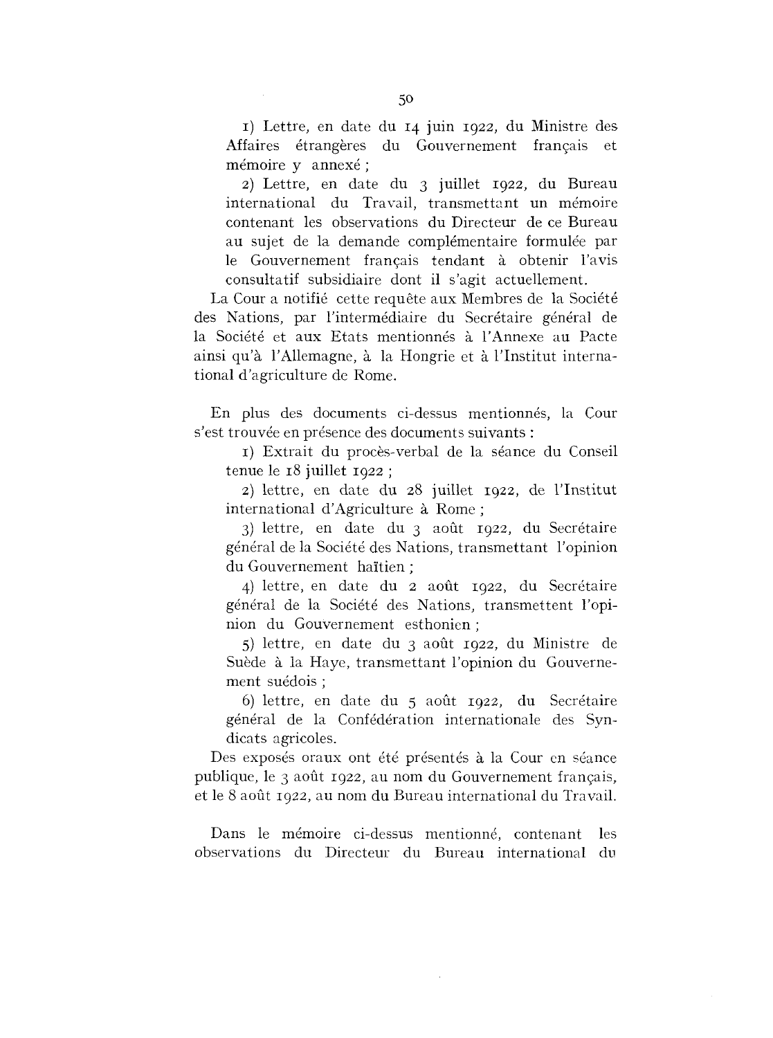1) Lettre, en date du 14 juin 1922, du Ministre des Affaires étrangères du Gouvernement français et mémoire y annexé ;

2) Lettre, en date du 3 juillet 1922, du Bureau international du Travail, transmettant un mémoire contenant les observations du Directeur de ce Bureau au sujet de la demande complémentaire formulée par le Gouvernement français tendant à obtenir l'avis consultatif subsidiaire dont il s'agit actuellement.

La Cour a notifié cette requête aux Membres de la Société des Nations, par l'intermédiaire du Secrétaire général de la Société et aux Etats mentionnés à l'Annexe au Pacte ainsi qu'à l'Allemagne, à la Hongrie et à l'Institut international d'agriculture de Rome.

En plus des documents ci-dessus mentionnés, la Cour s'est trouvée en présence des documents suivants :

1) Extrait du procès-verbal de la séance du Conseil tenue le 18 juillet 1922 ;

2) lettre, en date du 28 juillet 1922, de l'Institut international d'Agriculture à Rome ;

3) lettre, en date du 3 août 1922, du Secrétaire général de la Société des Nations, transmettant l'opinion du Gouvernement haïtien ;

4) lettre, en date du 2 août 1922, du Secrétaire général de la Société des Nations, transmettent l'opinion du Gouvernement esthonien ;

5) lettre, en date du 3 août 1922, du Ministre de Suède à la Haye, transmettant l'opinion du Gouvernement suédois ;

6) lettre, en date du 5 août 1922, du Secrétaire général de la Confédération internationale des Syndicats agricoles.

Des exposés oraux ont été présentés à la Cour en séance publique, le 3 août 1922, au nom du Gouvernement français, et le 8 août 1922, au nom du Bureau international du Travail.

Dans le mémoire ci-dessus mentionné, contenant les observations du Directeur du Bureau international du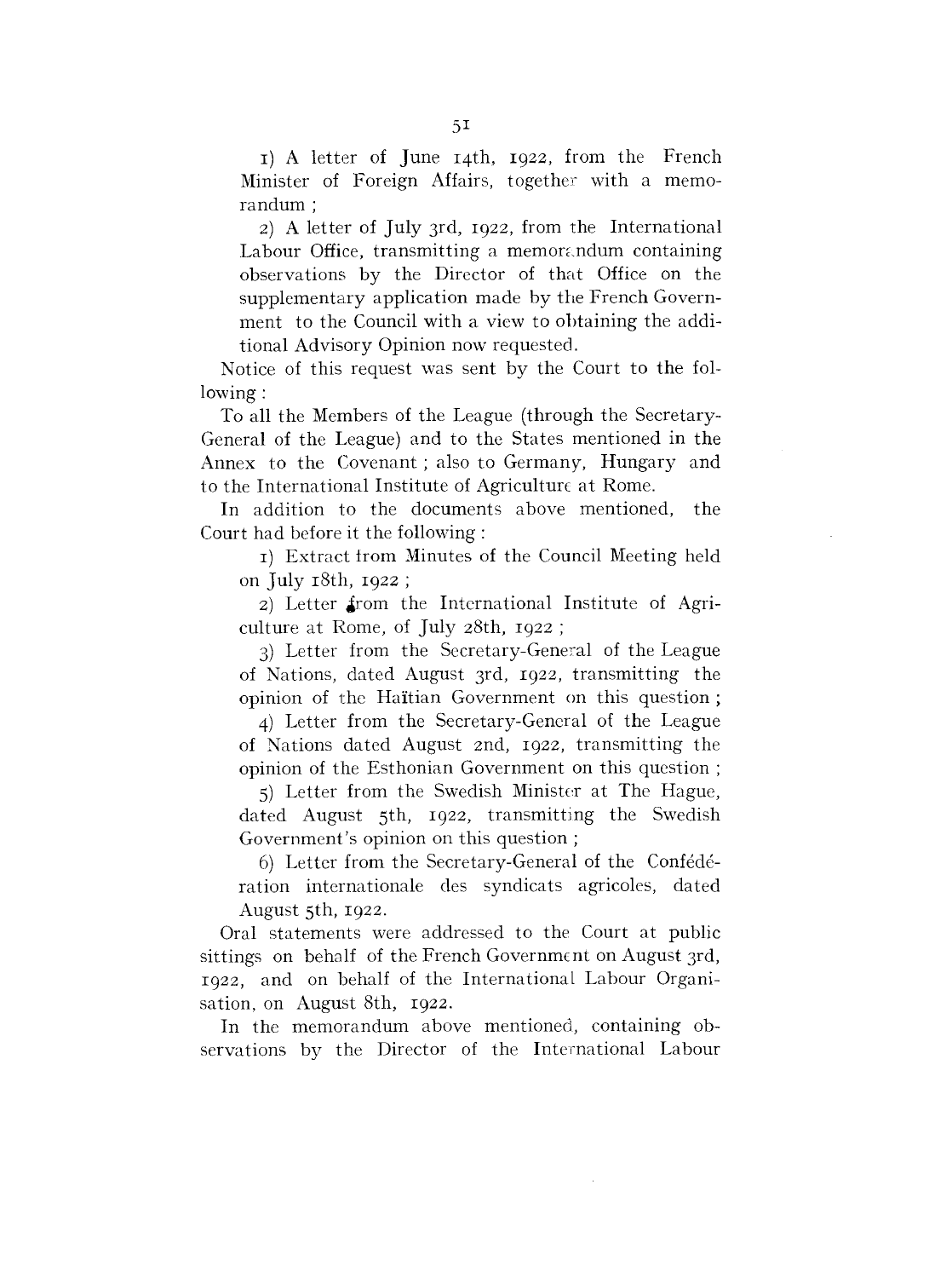1) A letter of June 14th, 1922, from the French Minister of Foreign Affairs, together with a memorandum ;

2) A letter of July 3rd, 1922, from the International Labour Office, transmitting a memorandum containing observations by the Director of that Office on the supplementary application made by the French Government to the Council with a view to obtaining the additional Advisory Opinion now requested.

Notice of this request was sent by the Court to the following :

To all the Members of the League (through the Secretary-General of the League) and to the States mentioned in the Annex to the Covenant ; also to Germany, Hungary and to the International Institute of Agriculture at Rome.

In addition to the documents above mentioned, the Court had before it the following :

1) Extract from Minutes of the Council Meeting held on July 18th, 1922 ;

2) Letter from the International Institute of Agriculture at Rome, of July 28th, 1922 ;

3) Letter from the Secretary-General of the League of Nations, dated August 3rd, 1922, transmitting the opinion of the Haïtian Government on this question ;

4) Letter from the Secretary-General of the League of Nations dated August 2nd, 1922, transmitting the opinion of the Esthonian Government on this question ;

5) Letter from the Swedish Minister at The Hague, dated August 5th, 1922, transmitting the Swedish Government's opinion on this question ;

6) Letter from the Secretary-General of the Confédération internationale des syndicats agricoles, dated August 5th, 1922.

Oral statements were addressed to the Court at public sittings on behalf of the French Government on August 3rd, 1922, and on behalf of the International Labour Organisation, on August 8th, 1922.

In the memorandum above mentioned, containing observations by the Director of the International Labour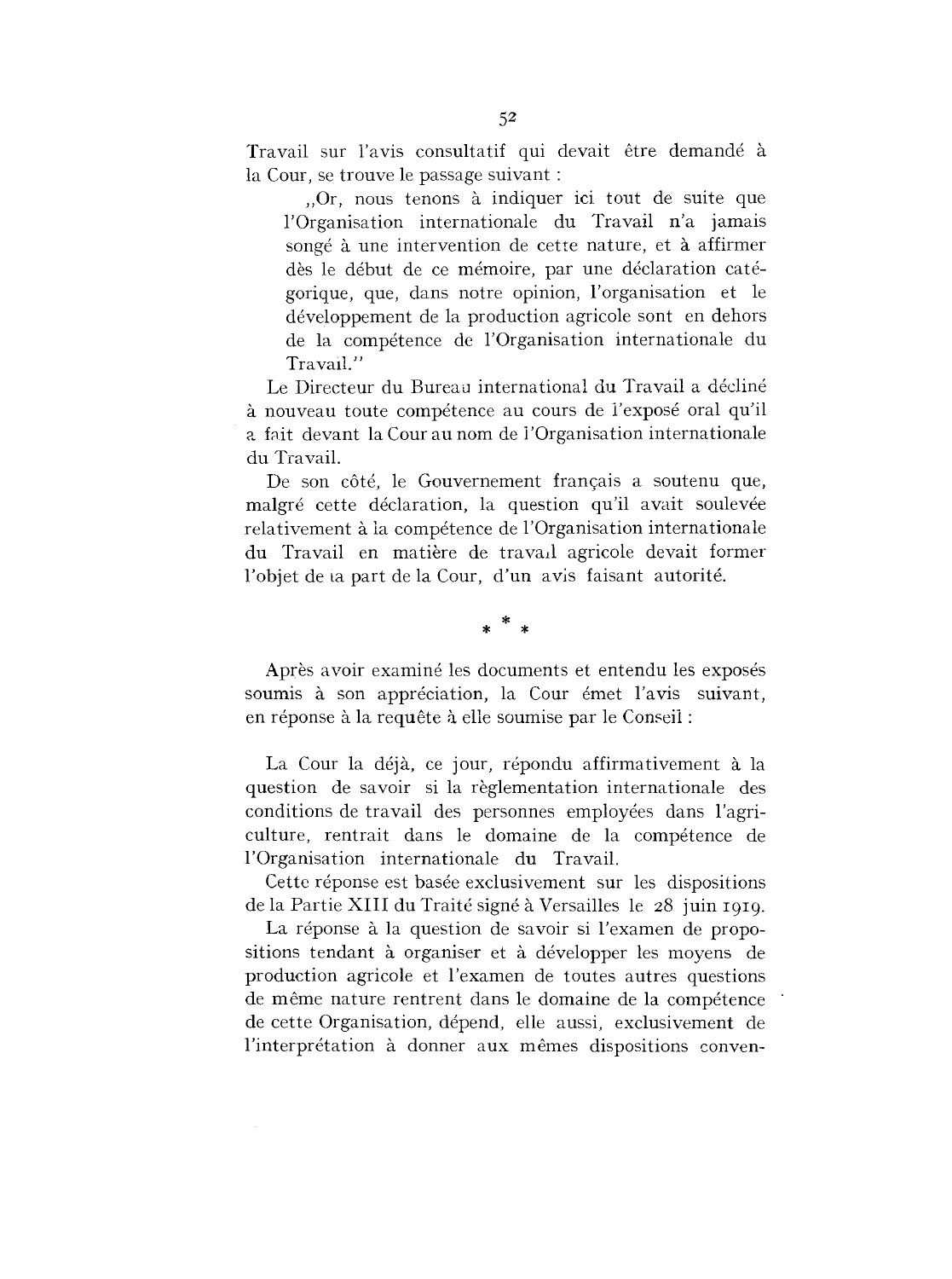Travail sur l'avis consultatif qui devait être demandé à la Cour, se trouve le passage suivant :

> „Or, nous tenons à indiquer ici tout de suite que l'Organisation internationale du Travail n'a jamais songé à une intervention de cette nature, et à affirmer dès le début de ce mémoire, par une déclaration catégorique, que, dans notre opinion, l'organisation et le développement de la production agricole sont en dehors de la compétence de l'Organisation internationale du Travail."

Le Directeur du Bureau international du Travail a décliné à nouveau toute compétence au cours de l'exposé oral qu'il a fait devant la Cour au nom de l'Organisation internationale du Travail.

De son côté, le Gouvernement français a soutenu que, malgré cette déclaration, la question qu'il avait soulevée relativement à la compétence de l'Organisation internationale du Travail en matière de travail agricole devait former l'objet de la part de la Cour, d'un avis faisant autorité.

\* \* \*

Après avoir examiné les documents et entendu les exposés soumis à son appréciation, la Cour émet l'avis suivant, en réponse à la requête à elle soumise par le Conseil :

La Cour la déjà, ce jour, répondu affirmativement à la question de savoir si la règlementation internationale des conditions de travail des personnes employées dans l'agriculture, rentrait dans le domaine de la compétence de l'Organisation internationale du Travail.

Cette réponse est basée exclusivement sur les dispositions de la Partie XIII du Traité signé à Versailles le 28 juin 1919.

La réponse à la question de savoir si l'examen de propositions tendant à organiser et à développer les moyens de production agricole et l'examen de toutes autres questions de même nature rentrent dans le domaine de la compétence de cette Organisation, dépend, elle aussi, exclusivement de l'interprétation à donner aux mêmes dispositions conven-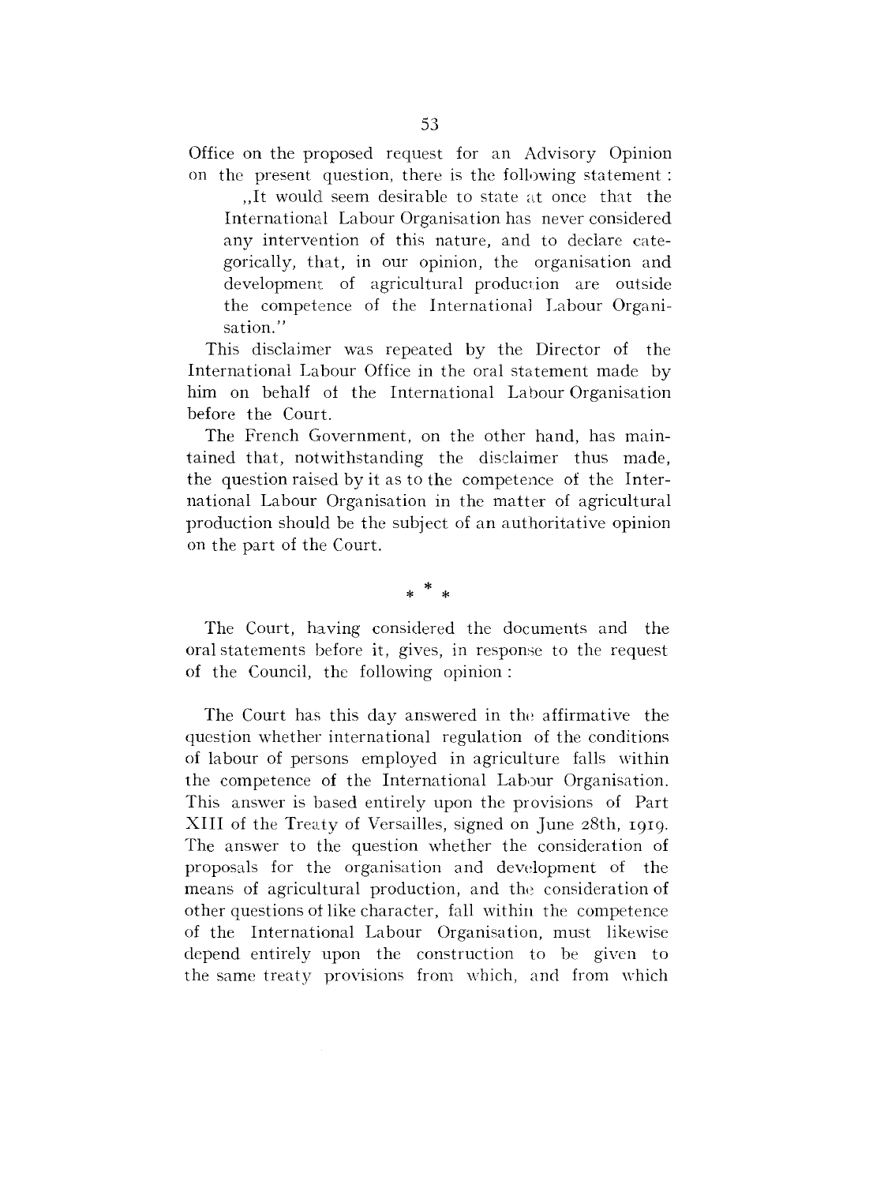Office on the proposed request for an Advisory Opinion on the present question, there is the following statement :

> ,,It would seem desirable to state at once that the International Labour Organisation has never considered any intervention of this nature, and to declare categorically, that, in our opinion, the organisation and development of agricultural production are outside the competence of the International Labour Organisation."

This disclaimer was repeated by the Director of the International Labour Office in the oral statement made by him on behalf of the International Labour Organisation before the Court.

The French Government, on the other hand, has maintained that, notwithstanding the disclaimer thus made, the question raised by it as to the competence of the International Labour Organisation in the matter of agricultural production should be the subject of an authoritative opinion on the part of the Court.

\* \* \*

The Court, having considered the documents and the oral statements before it, gives, in response to the request of the Council, the following opinion :

The Court has this day answered in the affirmative the question whether international regulation of the conditions of labour of persons employed in agriculture falls within the competence of the International Labour Organisation. This answer is based entirely upon the provisions of Part XIII of the Treaty of Versailles, signed on June 28th, 1919. The answer to the question whether the consideration of proposals for the organisation and development of the means of agricultural production, and the consideration of other questions of like character, fall within the competence of the International Labour Organisation, must likewise depend entirely upon the construction to be given to the same treaty provisions from which, and from which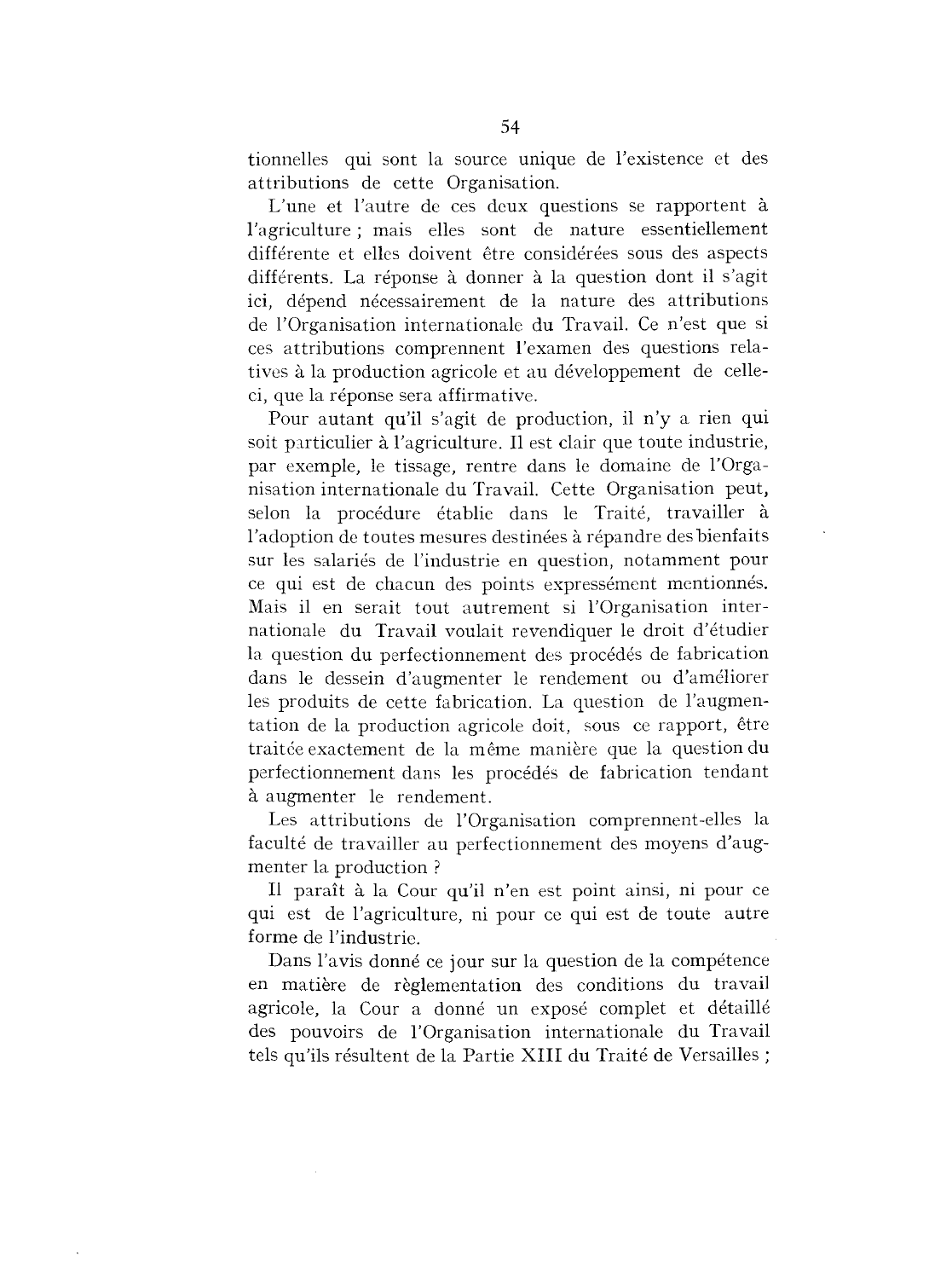tionnelles qui sont la source unique de l'existence et des attributions de cette Organisation.

L'une et l'autre de ces deux questions se rapportent à l'agriculture ; mais elles sont de nature essentiellement différente et elles doivent être considérées sous des aspects différents. La réponse à donner à la question dont il s'agit ici, dépend nécessairement de la nature des attributions de l'Organisation internationale du Travail. Ce n'est que si ces attributions comprennent l'examen des questions relatives à la production agricole et au développement de celle-ci, que la réponse sera affirmative.

Pour autant qu'il s'agit de production, il n'y a rien qui soit particulier à l'agriculture. Il est clair que toute industrie, par exemple, le tissage, rentre dans le domaine de l'Organisation internationale du Travail. Cette Organisation peut, selon la procédure établie dans le Traité, travailler à l'adoption de toutes mesures destinées à répandre des bienfaits sur les salariés de l'industrie en question, notamment pour ce qui est de chacun des points expressément mentionnés. Mais il en serait tout autrement si l'Organisation internationale du Travail voulait revendiquer le droit d'étudier la question du perfectionnement des procédés de fabrication dans le dessein d'augmenter le rendement ou d'améliorer les produits de cette fabrication. La question de l'augmentation de la production agricole doit, sous ce rapport, être traitée exactement de la même manière que la question du perfectionnement dans les procédés de fabrication tendant à augmenter le rendement.

Les attributions de l'Organisation comprennent-elles la faculté de travailler au perfectionnement des moyens d'augmenter la production ?

Il paraît à la Cour qu'il n'en est point ainsi, ni pour ce qui est de l'agriculture, ni pour ce qui est de toute autre forme de l'industrie.

Dans l'avis donné ce jour sur la question de la compétence en matière de règlementation des conditions du travail agricole, la Cour a donné un exposé complet et détaillé des pouvoirs de l'Organisation internationale du Travail tels qu'ils résultent de la Partie XIII du Traité de Versailles ;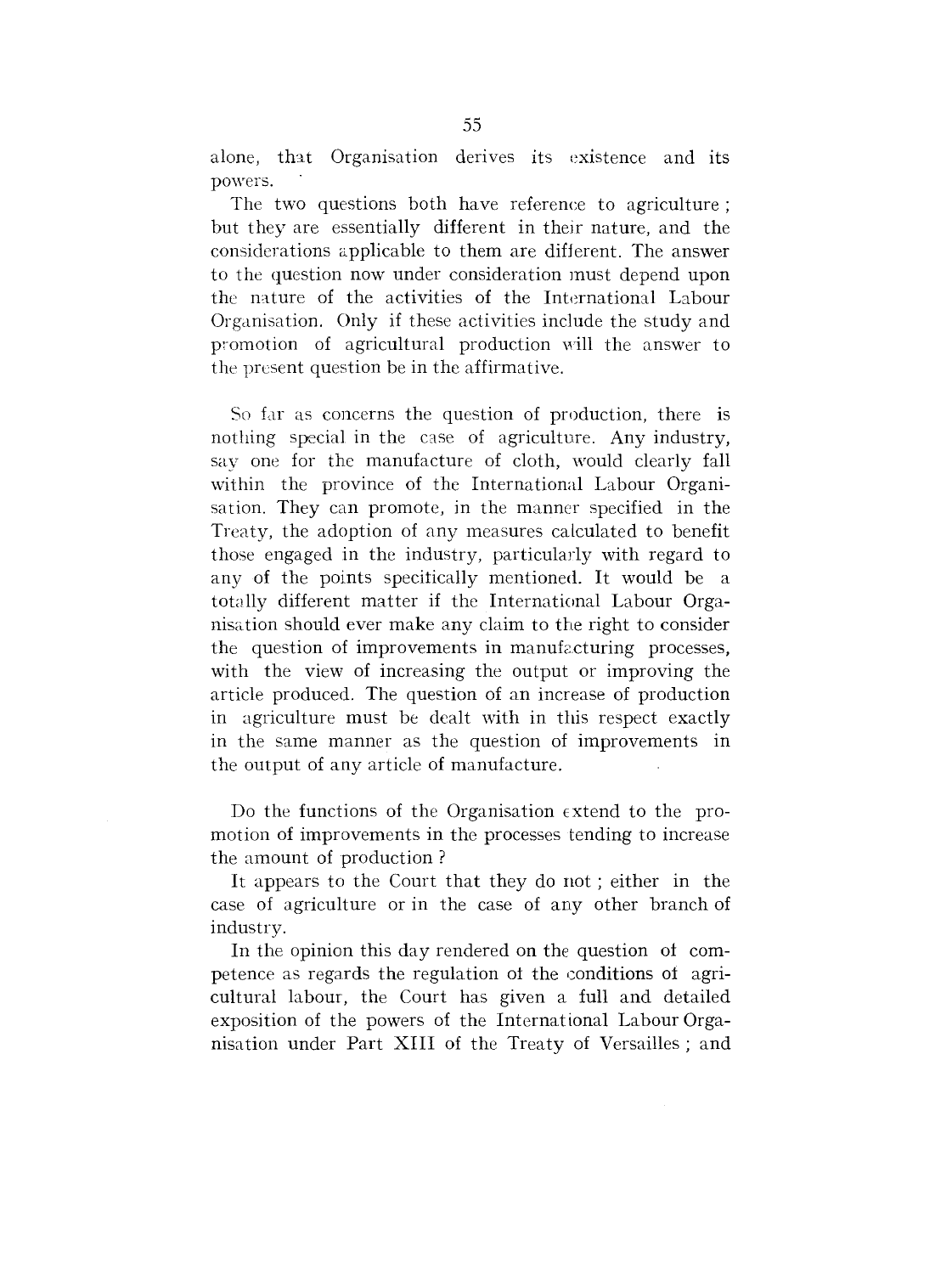alone, that Organisation derives its existence and its powers.

The two questions both have reference to agriculture; but they are essentially different in their nature, and the considerations applicable to them are different. The answer to the question now under consideration must depend upon the nature of the activities of the International Labour Organisation. Only if these activities include the study and promotion of agricultural production will the answer to the present question be in the affirmative.

So far as concerns the question of production, there is nothing special in the case of agriculture. Any industry, say one for the manufacture of cloth, would clearly fall within the province of the International Labour Organisation. They can promote, in the manner specified in the Treaty, the adoption of any measures calculated to benefit those engaged in the industry, particularly with regard to any of the points specifically mentioned. It would be a totally different matter if the International Labour Organisation should ever make any claim to the right to consider the question of improvements in manufacturing processes, with the view of increasing the output or improving the article produced. The question of an increase of production in agriculture must be dealt with in this respect exactly in the same manner as the question of improvements in the output of any article of manufacture.

Do the functions of the Organisation extend to the promotion of improvements in the processes tending to increase the amount of production?

It appears to the Court that they do not; either in the case of agriculture or in the case of any other branch of industry.

In the opinion this day rendered on the question of competence as regards the regulation of the conditions of agricultural labour, the Court has given a full and detailed exposition of the powers of the International Labour Organisation under Part XIII of the Treaty of Versailles; and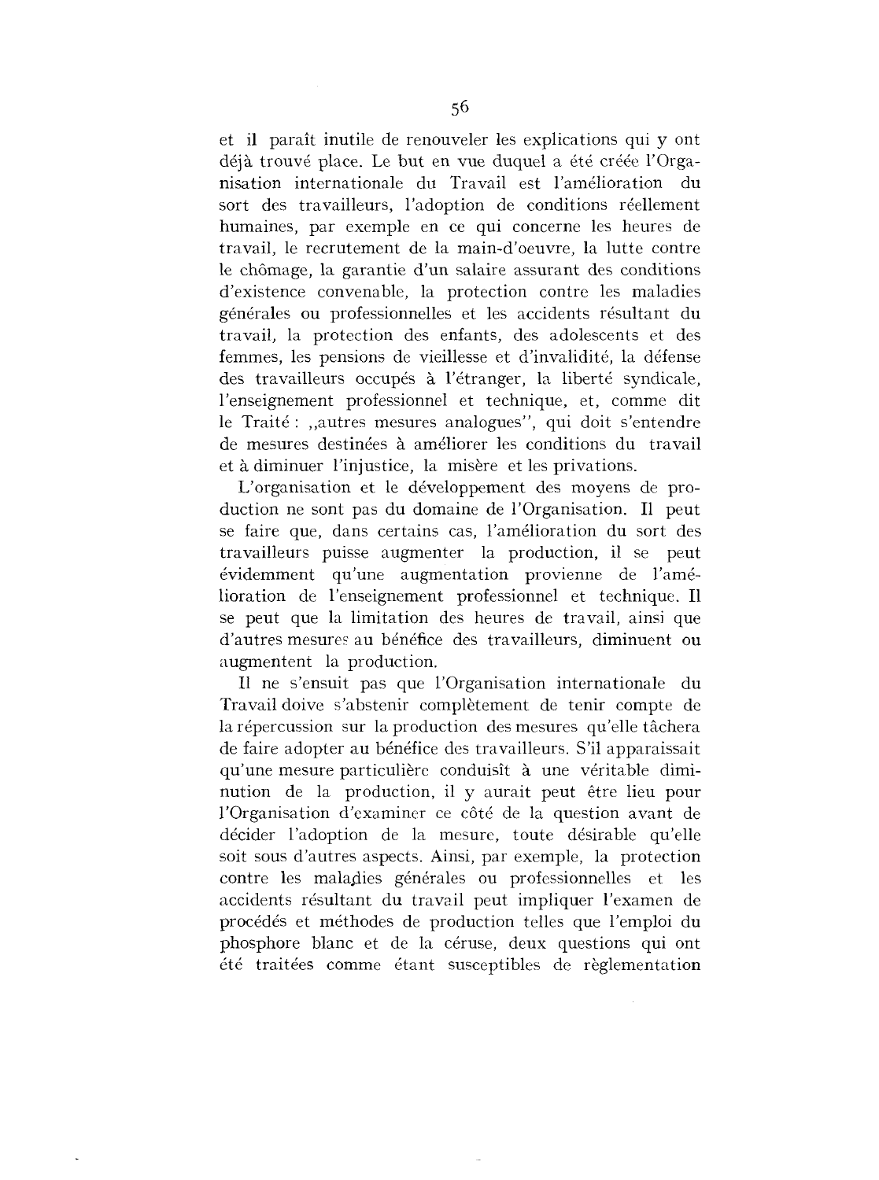et il paraît inutile de renouveler les explications qui y ont déjà trouvé place. Le but en vue duquel a été créée l'Organisation internationale du Travail est l'amélioration du sort des travailleurs, l'adoption de conditions réellement humaines, par exemple en ce qui concerne les heures de travail, le recrutement de la main-d'oeuvre, la lutte contre le chômage, la garantie d'un salaire assurant des conditions d'existence convenable, la protection contre les maladies générales ou professionnelles et les accidents résultant du travail, la protection des enfants, des adolescents et des femmes, les pensions de vieillesse et d'invalidité, la défense des travailleurs occupés à l'étranger, la liberté syndicale, l'enseignement professionnel et technique, et, comme dit le Traité : „autres mesures analogues", qui doit s'entendre de mesures destinées à améliorer les conditions du travail et à diminuer l'injustice, la misère et les privations.

L'organisation et le développement des moyens de production ne sont pas du domaine de l'Organisation. Il peut se faire que, dans certains cas, l'amélioration du sort des travailleurs puisse augmenter la production, il se peut évidemment qu'une augmentation provienne de l'amélioration de l'enseignement professionnel et technique. Il se peut que la limitation des heures de travail, ainsi que d'autres mesures au bénéfice des travailleurs, diminuent ou augmentent la production.

Il ne s'ensuit pas que l'Organisation internationale du Travail doive s'abstenir complètement de tenir compte de la répercussion sur la production des mesures qu'elle tâchera de faire adopter au bénéfice des travailleurs. S'il apparaissait qu'une mesure particulière conduisît à une véritable diminution de la production, il y aurait peut être lieu pour l'Organisation d'examiner ce côté de la question avant de décider l'adoption de la mesure, toute désirable qu'elle soit sous d'autres aspects. Ainsi, par exemple, la protection contre les maladies générales ou professionnelles et les accidents résultant du travail peut impliquer l'examen de procédés et méthodes de production telles que l'emploi du phosphore blanc et de la céruse, deux questions qui ont été traitées comme étant susceptibles de règlementation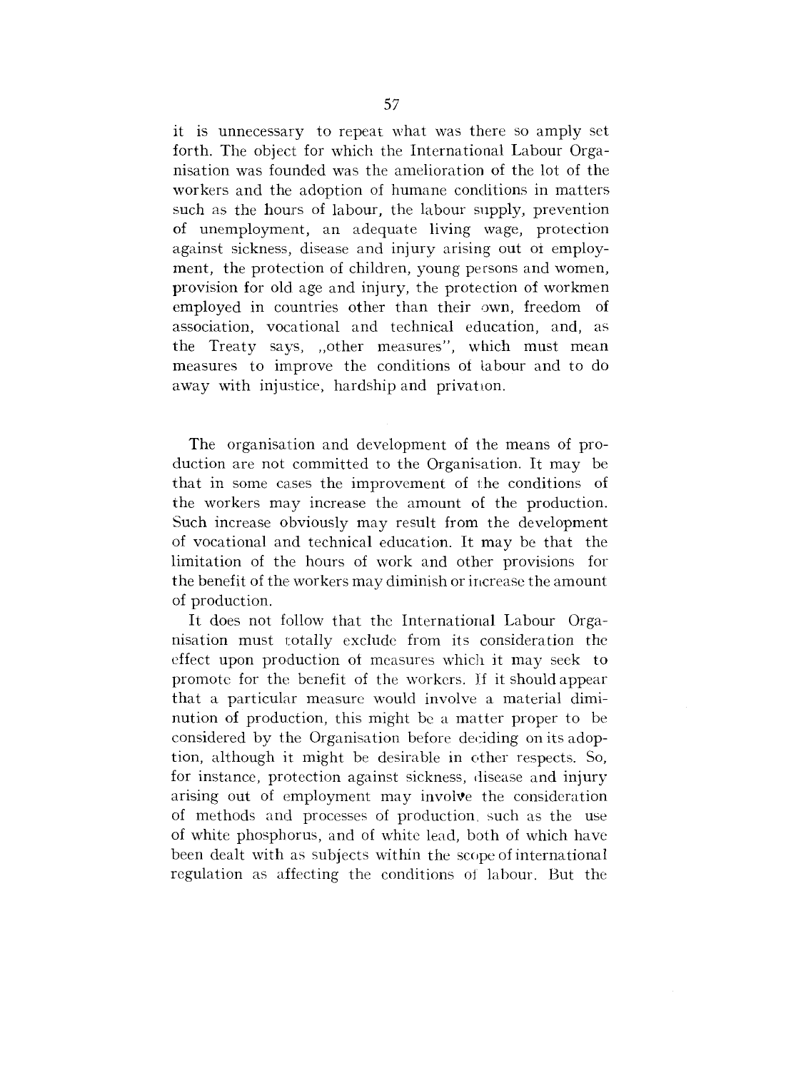it is unnecessary to repeat what was there so amply set forth. The object for which the International Labour Organisation was founded was the amelioration of the lot of the workers and the adoption of humane conditions in matters such as the hours of labour, the labour supply, prevention of unemployment, an adequate living wage, protection against sickness, disease and injury arising out of employment, the protection of children, young persons and women, provision for old age and injury, the protection of workmen employed in countries other than their own, freedom of association, vocational and technical education, and, as the Treaty says, „other measures", which must mean measures to improve the conditions of labour and to do away with injustice, hardship and privation.

The organisation and development of the means of production are not committed to the Organisation. It may be that in some cases the improvement of the conditions of the workers may increase the amount of the production. Such increase obviously may result from the development of vocational and technical education. It may be that the limitation of the hours of work and other provisions for the benefit of the workers may diminish or increase the amount of production.

It does not follow that the International Labour Organisation must totally exclude from its consideration the effect upon production of measures which it may seek to promote for the benefit of the workers. If it should appear that a particular measure would involve a material diminution of production, this might be a matter proper to be considered by the Organisation before deciding on its adoption, although it might be desirable in other respects. So, for instance, protection against sickness, disease and injury arising out of employment may involve the consideration of methods and processes of production, such as the use of white phosphorus, and of white lead, both of which have been dealt with as subjects within the scope of international regulation as affecting the conditions of labour. But the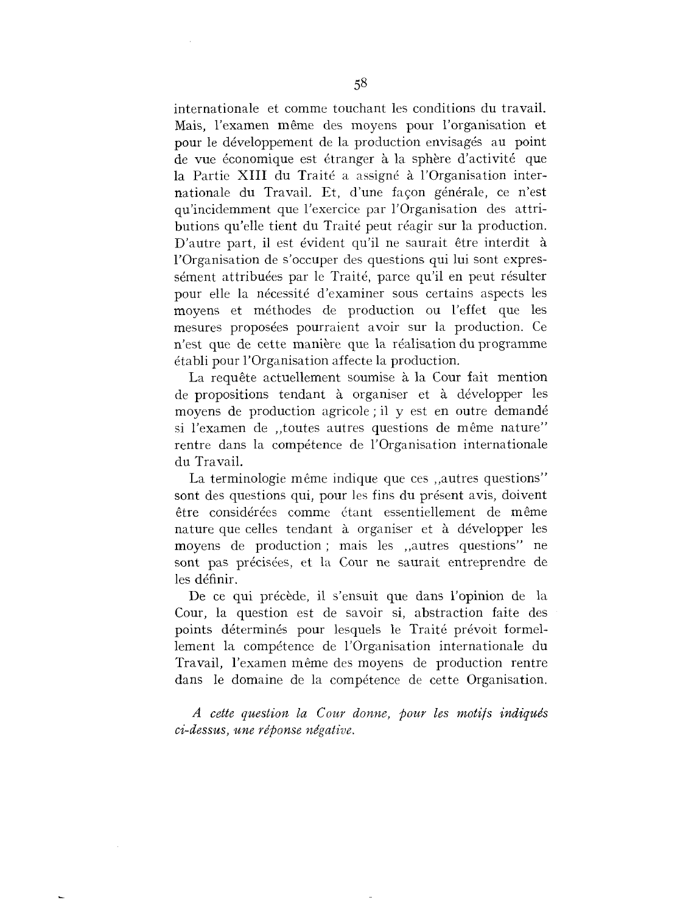internationale et comme touchant les conditions du travail. Mais, l'examen même des moyens pour l'organisation et pour le développement de la production envisagés au point de vue économique est étranger à la sphère d'activité que la Partie XIII du Traité a assigné à l'Organisation internationale du Travail. Et, d'une façon générale, ce n'est qu'incidemment que l'exercice par l'Organisation des attributions qu'elle tient du Traité peut réagir sur la production. D'autre part, il est évident qu'il ne saurait être interdit à l'Organisation de s'occuper des questions qui lui sont expressément attribuées par le Traité, parce qu'il en peut résulter pour elle la nécessité d'examiner sous certains aspects les moyens et méthodes de production ou l'effet que les mesures proposées pourraient avoir sur la production. Ce n'est que de cette manière que la réalisation du programme établi pour l'Organisation affecte la production.

La requête actuellement soumise à la Cour fait mention de propositions tendant à organiser et à développer les moyens de production agricole ; il y est en outre demandé si l'examen de „toutes autres questions de même nature" rentre dans la compétence de l'Organisation internationale du Travail.

La terminologie même indique que ces „autres questions" sont des questions qui, pour les fins du présent avis, doivent être considérées comme étant essentiellement de même nature que celles tendant à organiser et à développer les moyens de production ; mais les „autres questions" ne sont pas précisées, et la Cour ne saurait entreprendre de les définir.

De ce qui précède, il s'ensuit que dans l'opinion de la Cour, la question est de savoir si, abstraction faite des points déterminés pour lesquels le Traité prévoit formellement la compétence de l'Organisation internationale du Travail, l'examen même des moyens de production rentre dans le domaine de la compétence de cette Organisation.

*A cette question la Cour donne, pour les motifs indiqués ci-dessus, une réponse négative.*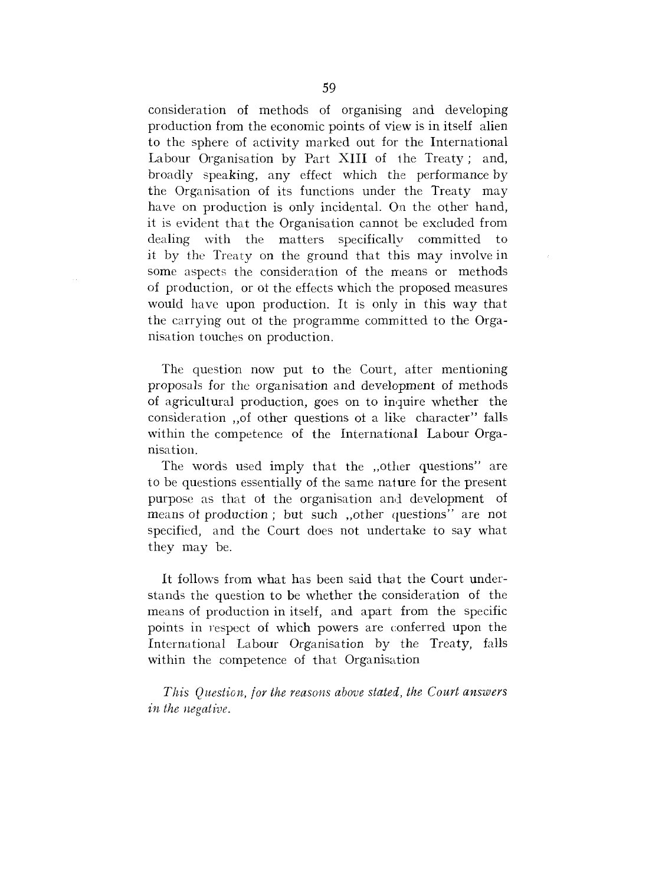consideration of methods of organising and developing production from the economic points of view is in itself alien to the sphere of activity marked out for the International Labour Organisation by Part XIII of the Treaty; and, broadly speaking, any effect which the performance by the Organisation of its functions under the Treaty may have on production is only incidental. On the other hand, it is evident that the Organisation cannot be excluded from dealing with the matters specifically committed to it by the Treaty on the ground that this may involve in some aspects the consideration of the means or methods of production, or of the effects which the proposed measures would have upon production. It is only in this way that the carrying out of the programme committed to the Organisation touches on production.

The question now put to the Court, after mentioning proposals for the organisation and development of methods of agricultural production, goes on to inquire whether the consideration ,,of other questions of a like character" falls within the competence of the International Labour Organisation.

The words used imply that the ,,other questions" are to be questions essentially of the same nature for the present purpose as that of the organisation and development of means of production; but such ,,other questions" are not specified, and the Court does not undertake to say what they may be.

It follows from what has been said that the Court understands the question to be whether the consideration of the means of production in itself, and apart from the specific points in respect of which powers are conferred upon the International Labour Organisation by the Treaty, falls within the competence of that Organisation

*This Question, for the reasons above stated, the Court answers in the negative.*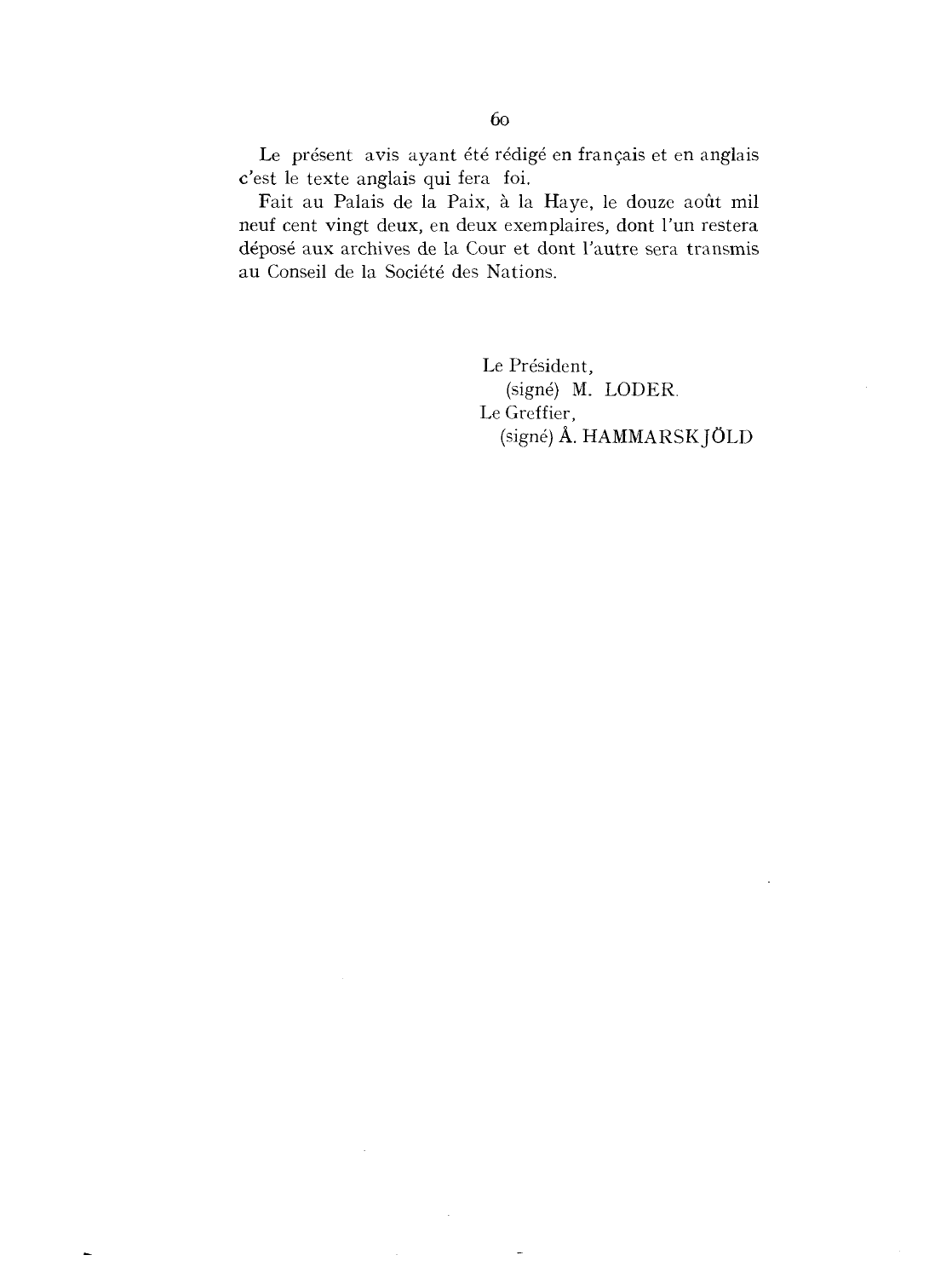Le présent avis ayant été rédigé en français et en anglais c'est le texte anglais qui fera foi.

Fait au Palais de la Paix, à la Haye, le douze août mil neuf cent vingt deux, en deux exemplaires, dont l'un restera déposé aux archives de la Cour et dont l'autre sera transmis au Conseil de la Société des Nations.

Le Président,
(signé) M. LODER.

Le Greffier,
(signé) Å. HAMMARSKJÖLD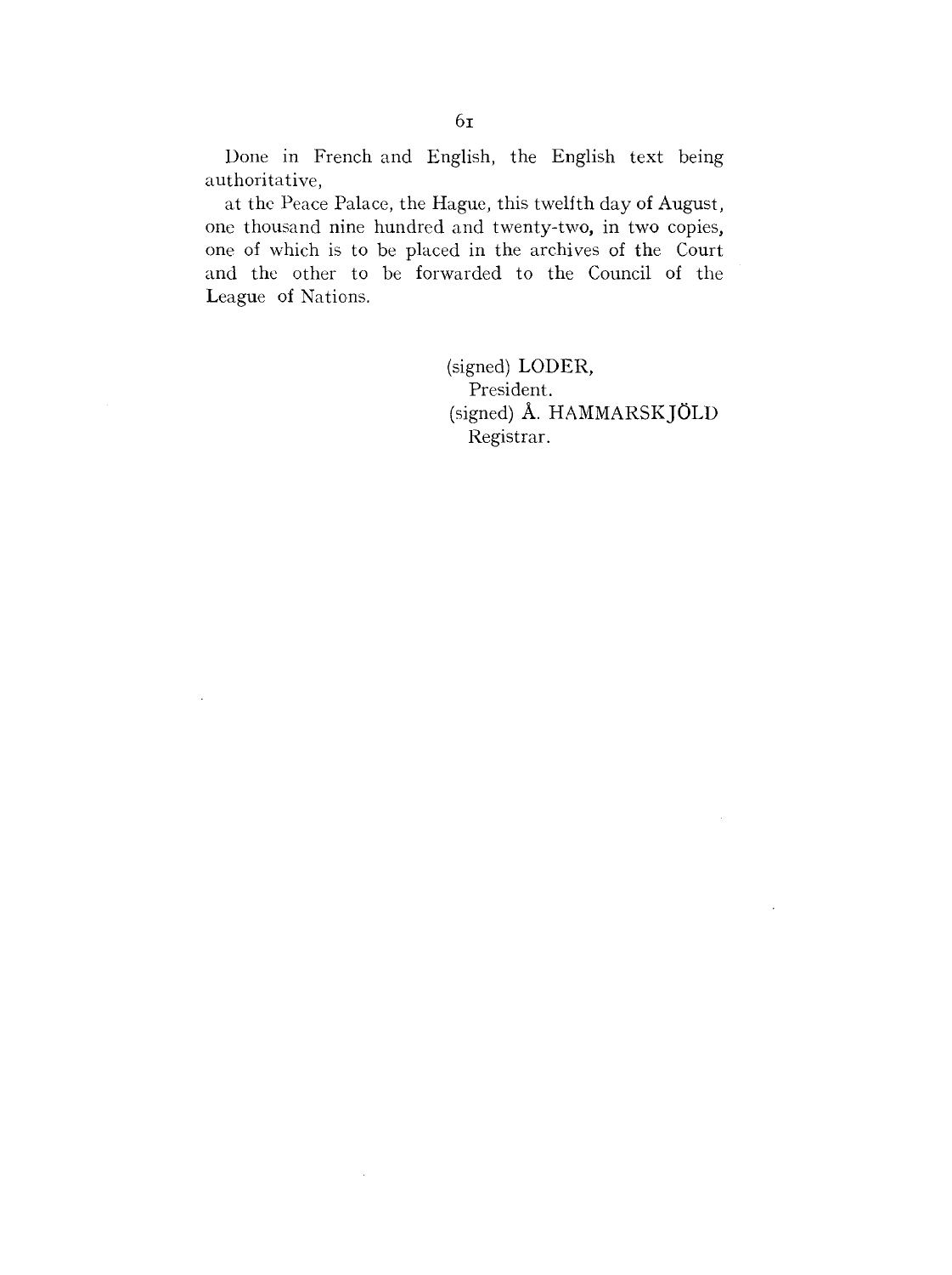Done in French and English, the English text being authoritative,

at the Peace Palace, the Hague, this twelfth day of August, one thousand nine hundred and twenty-two, in two copies, one of which is to be placed in the archives of the Court and the other to be forwarded to the Council of the League of Nations.

(signed) LODER,
President.
(signed) Å. HAMMARSKJÖLD
Registrar.